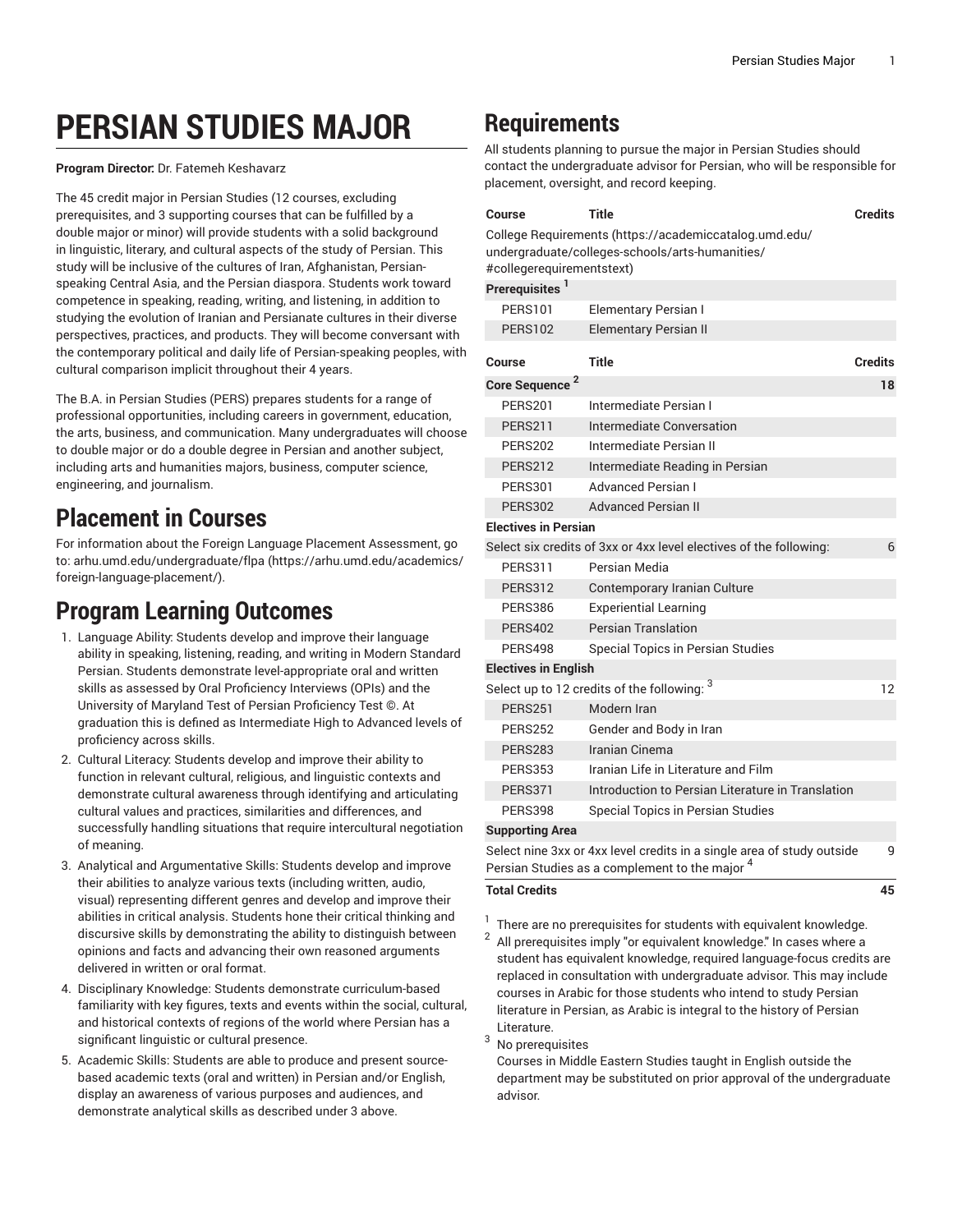# PERSIAN STUDIES MAJOR

**Program Director:** Dr. Fatemeh Keshavarz

The 45 credit major in Persian Studies (12 courses, excluding prerequisites, and 3 supporting courses that can be fulfilled by a double major or minor) will provide students with a solid background in linguistic, literary, and cultural aspects of the study of Persian. This study will be inclusive of the cultures of Iran, Afghanistan, Persian-speaking Central Asia, and the Persian diaspora. Students work toward competence in speaking, reading, writing, and listening, in addition to studying the evolution of Iranian and Persianate cultures in their diverse perspectives, practices, and products. They will become conversant with the contemporary political and daily life of Persian-speaking peoples, with cultural comparison implicit throughout their 4 years.

The B.A. in Persian Studies (PERS) prepares students for a range of professional opportunities, including careers in government, education, the arts, business, and communication. Many undergraduates will choose to double major or do a double degree in Persian and another subject, including arts and humanities majors, business, computer science, engineering, and journalism.

## Placement in Courses

For information about the Foreign Language Placement Assessment, go to: arhu.umd.edu/undergraduate/flpa (https://arhu.umd.edu/academics/foreign-language-placement/).

## Program Learning Outcomes

1. Language Ability: Students develop and improve their language ability in speaking, listening, reading, and writing in Modern Standard Persian. Students demonstrate level-appropriate oral and written skills as assessed by Oral Proficiency Interviews (OPIs) and the University of Maryland Test of Persian Proficiency Test ©. At graduation this is defined as Intermediate High to Advanced levels of proficiency across skills.
2. Cultural Literacy: Students develop and improve their ability to function in relevant cultural, religious, and linguistic contexts and demonstrate cultural awareness through identifying and articulating cultural values and practices, similarities and differences, and successfully handling situations that require intercultural negotiation of meaning.
3. Analytical and Argumentative Skills: Students develop and improve their abilities to analyze various texts (including written, audio, visual) representing different genres and develop and improve their abilities in critical analysis. Students hone their critical thinking and discursive skills by demonstrating the ability to distinguish between opinions and facts and advancing their own reasoned arguments delivered in written or oral format.
4. Disciplinary Knowledge: Students demonstrate curriculum-based familiarity with key figures, texts and events within the social, cultural, and historical contexts of regions of the world where Persian has a significant linguistic or cultural presence.
5. Academic Skills: Students are able to produce and present source-based academic texts (oral and written) in Persian and/or English, display an awareness of various purposes and audiences, and demonstrate analytical skills as described under 3 above.

## Requirements

All students planning to pursue the major in Persian Studies should contact the undergraduate advisor for Persian, who will be responsible for placement, oversight, and record keeping.

| Course | Title | Credits |
|---|---|---|
| College Requirements (https://academiccatalog.umd.edu/undergraduate/colleges-schools/arts-humanities/#collegerequirementstext) | | |
| **Prerequisites** [1] | | |
| PERS101 | Elementary Persian I | |
| PERS102 | Elementary Persian II | |

| Course | Title | Credits |
|---|---|---|
| **Core Sequence** [2] | | **18** |
| PERS201 | Intermediate Persian I | |
| PERS211 | Intermediate Conversation | |
| PERS202 | Intermediate Persian II | |
| PERS212 | Intermediate Reading in Persian | |
| PERS301 | Advanced Persian I | |
| PERS302 | Advanced Persian II | |
| **Electives in Persian** | | |
| Select six credits of 3xx or 4xx level electives of the following: | | 6 |
| PERS311 | Persian Media | |
| PERS312 | Contemporary Iranian Culture | |
| PERS386 | Experiential Learning | |
| PERS402 | Persian Translation | |
| PERS498 | Special Topics in Persian Studies | |
| **Electives in English** | | |
| Select up to 12 credits of the following: [3] | | 12 |
| PERS251 | Modern Iran | |
| PERS252 | Gender and Body in Iran | |
| PERS283 | Iranian Cinema | |
| PERS353 | Iranian Life in Literature and Film | |
| PERS371 | Introduction to Persian Literature in Translation | |
| PERS398 | Special Topics in Persian Studies | |
| **Supporting Area** | | |
| Select nine 3xx or 4xx level credits in a single area of study outside Persian Studies as a complement to the major [4] | | 9 |
| **Total Credits** | | **45** |

1. There are no prerequisites for students with equivalent knowledge.
2. All prerequisites imply "or equivalent knowledge." In cases where a student has equivalent knowledge, required language-focus credits are replaced in consultation with undergraduate advisor. This may include courses in Arabic for those students who intend to study Persian literature in Persian, as Arabic is integral to the history of Persian Literature.
3. No prerequisites
   Courses in Middle Eastern Studies taught in English outside the department may be substituted on prior approval of the undergraduate advisor.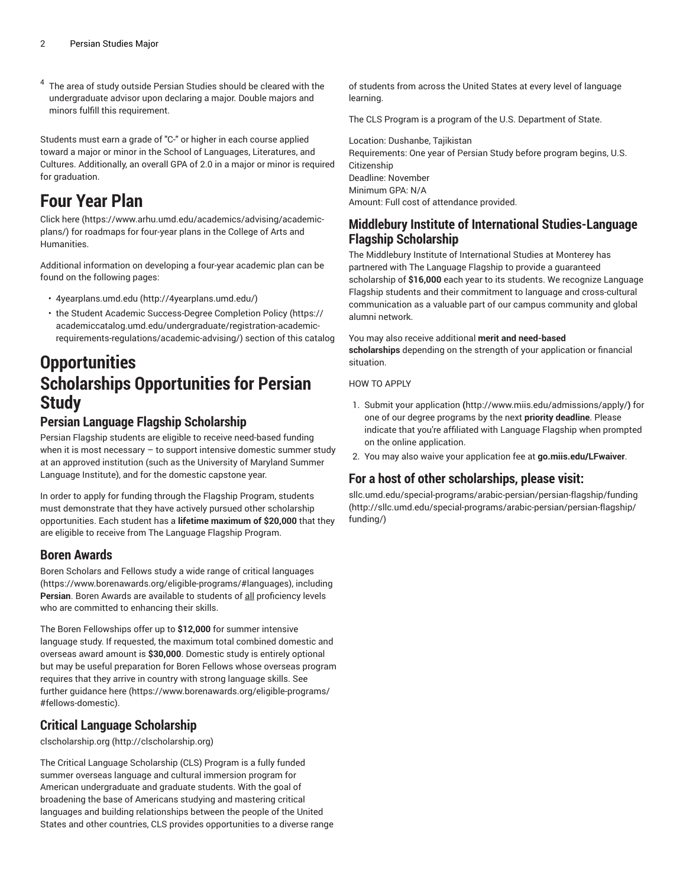[4] The area of study outside Persian Studies should be cleared with the undergraduate advisor upon declaring a major. Double majors and minors fulfill this requirement.

Students must earn a grade of "C-" or higher in each course applied toward a major or minor in the School of Languages, Literatures, and Cultures. Additionally, an overall GPA of 2.0 in a major or minor is required for graduation.

# Four Year Plan

Click here (https://www.arhu.umd.edu/academics/advising/academic-plans/) for roadmaps for four-year plans in the College of Arts and Humanities.

Additional information on developing a four-year academic plan can be found on the following pages:

- 4yearplans.umd.edu (http://4yearplans.umd.edu/)
- the Student Academic Success-Degree Completion Policy (https://academiccatalog.umd.edu/undergraduate/registration-academic-requirements-regulations/academic-advising/) section of this catalog

# Opportunities

# Scholarships Opportunities for Persian Study

## Persian Language Flagship Scholarship

Persian Flagship students are eligible to receive need-based funding when it is most necessary – to support intensive domestic summer study at an approved institution (such as the University of Maryland Summer Language Institute), and for the domestic capstone year.

In order to apply for funding through the Flagship Program, students must demonstrate that they have actively pursued other scholarship opportunities. Each student has a **lifetime maximum of $20,000** that they are eligible to receive from The Language Flagship Program.

## Boren Awards

Boren Scholars and Fellows study a wide range of critical languages (https://www.borenawards.org/eligible-programs/#languages), including **Persian**. Boren Awards are available to students of all proficiency levels who are committed to enhancing their skills.

The Boren Fellowships offer up to **$12,000** for summer intensive language study. If requested, the maximum total combined domestic and overseas award amount is **$30,000**. Domestic study is entirely optional but may be useful preparation for Boren Fellows whose overseas program requires that they arrive in country with strong language skills. See further guidance here (https://www.borenawards.org/eligible-programs/#fellows-domestic).

## Critical Language Scholarship

clscholarship.org (http://clscholarship.org)

The Critical Language Scholarship (CLS) Program is a fully funded summer overseas language and cultural immersion program for American undergraduate and graduate students. With the goal of broadening the base of Americans studying and mastering critical languages and building relationships between the people of the United States and other countries, CLS provides opportunities to a diverse range of students from across the United States at every level of language learning.

The CLS Program is a program of the U.S. Department of State.

Location: Dushanbe, Tajikistan
Requirements: One year of Persian Study before program begins, U.S. Citizenship
Deadline: November
Minimum GPA: N/A
Amount: Full cost of attendance provided.

## Middlebury Institute of International Studies-Language Flagship Scholarship

The Middlebury Institute of International Studies at Monterey has partnered with The Language Flagship to provide a guaranteed scholarship of **$16,000** each year to its students. We recognize Language Flagship students and their commitment to language and cross-cultural communication as a valuable part of our campus community and global alumni network.

You may also receive additional **merit and need-based scholarships** depending on the strength of your application or financial situation.

HOW TO APPLY

1. Submit your application (http://www.miis.edu/admissions/apply/) for one of our degree programs by the next **priority deadline**. Please indicate that you're affiliated with Language Flagship when prompted on the online application.
2. You may also waive your application fee at **go.miis.edu/LFwaiver**.

## For a host of other scholarships, please visit:

sllc.umd.edu/special-programs/arabic-persian/persian-flagship/funding (http://sllc.umd.edu/special-programs/arabic-persian/persian-flagship/funding/)